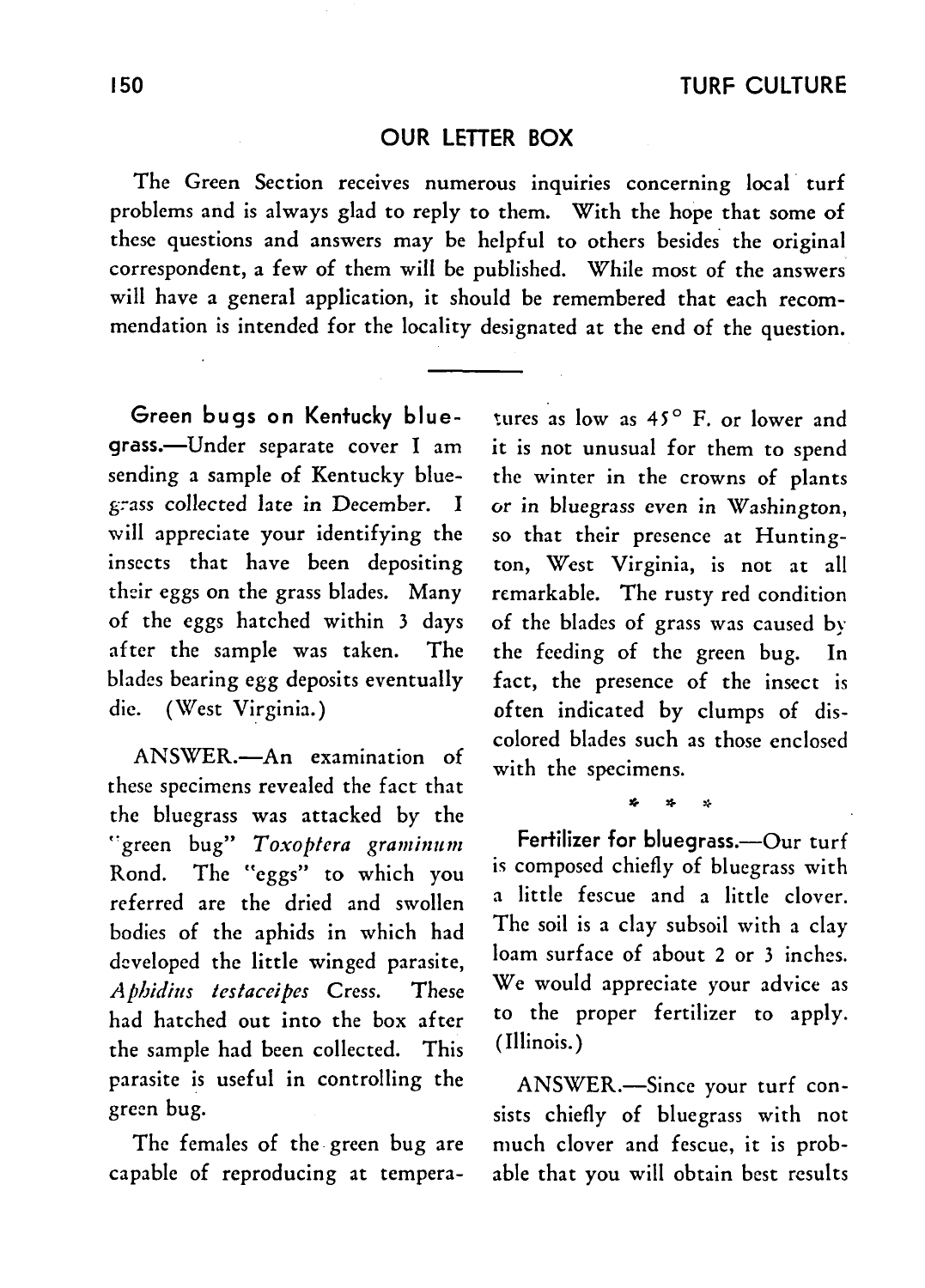## OUR LETTER BOX

The Green Section receives numerous inquiries concerning local turf problems and is always glad to reply to them. With the hope that some of these questions and answers may be helpful to others besides the original correspondent, a few of them will be published. While most of the answers will have a general application, it should be remembered that each recommendation is intended for the locality designated at the end of the question.

---

**Green bugs on Kentucky bluegrass.**—Under separate cover I am sending a sample of Kentucky bluegrass collected late in December. I will appreciate your identifying the insects that have been depositing their eggs on the grass blades. Many of the eggs hatched within 3 days after the sample was taken. The blades bearing egg deposits eventually die. (West Virginia.)

ANSWER.—An examination of these specimens revealed the fact that the bluegrass was attacked by the "green bug" *Toxoptera graminum* Rond. The "eggs" to which you referred are the dried and swollen bodies of the aphids in which had developed the little winged parasite, *Aphidius testaceipes* Cress. These had hatched out into the box after the sample had been collected. This parasite is useful in controlling the green bug.

The females of the green bug are capable of reproducing at temperatures as low as 45° F. or lower and it is not unusual for them to spend the winter in the crowns of plants or in bluegrass even in Washington, so that their presence at Huntington, West Virginia, is not at all remarkable. The rusty red condition of the blades of grass was caused by the feeding of the green bug. In fact, the presence of the insect is often indicated by clumps of discolored blades such as those enclosed with the specimens.

\* \* \*

**Fertilizer for bluegrass.**—Our turf is composed chiefly of bluegrass with a little fescue and a little clover. The soil is a clay subsoil with a clay loam surface of about 2 or 3 inches. We would appreciate your advice as to the proper fertilizer to apply. (Illinois.)

ANSWER.—Since your turf consists chiefly of bluegrass with not much clover and fescue, it is probable that you will obtain best results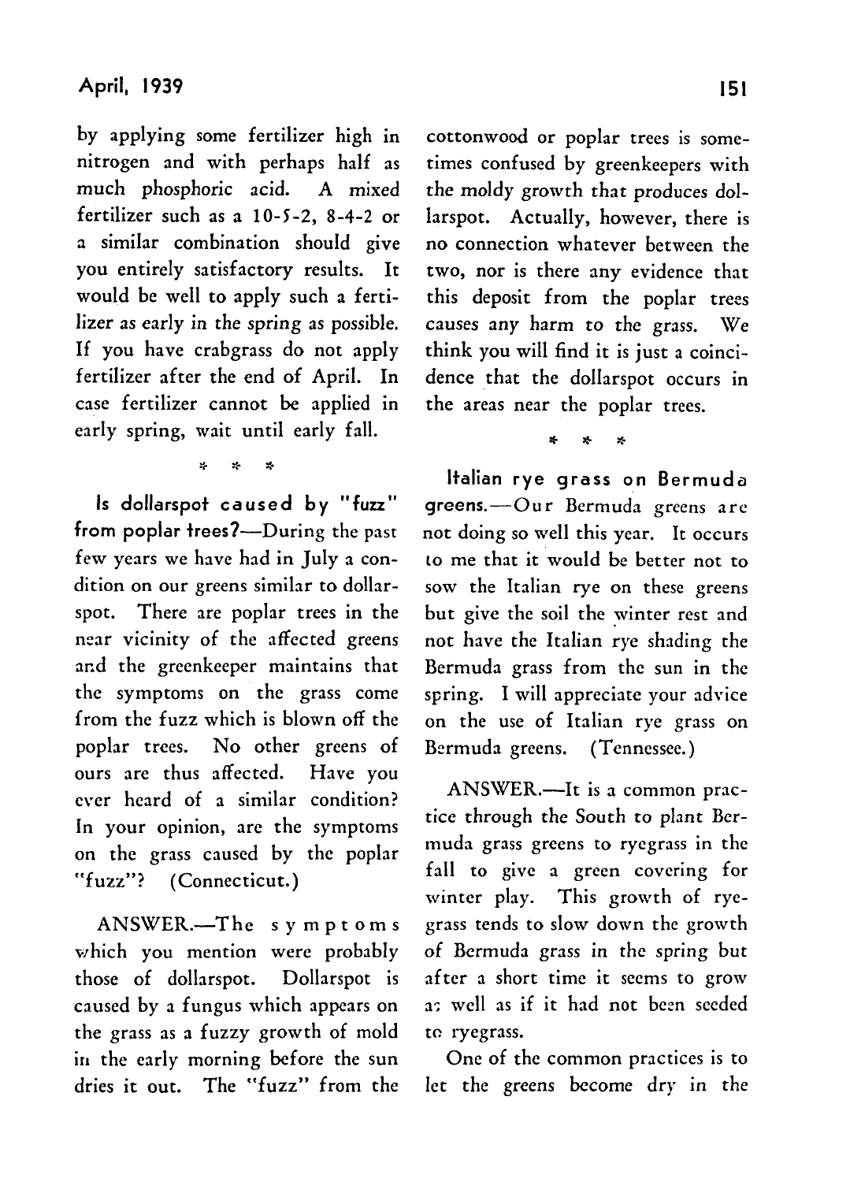by applying some fertilizer high in nitrogen and with perhaps half as much phosphoric acid. A mixed fertilizer such as a 10-5-2, 8-4-2 or a similar combination should give you entirely satisfactory results. It would be well to apply such a fertilizer as early in the spring as possible. If you have crabgrass do not apply fertilizer after the end of April. In case fertilizer cannot be applied in early spring, wait until early fall.

\* \* \*

**Is dollarspot caused by "fuzz" from poplar trees?**—During the past few years we have had in July a condition on our greens similar to dollarspot. There are poplar trees in the near vicinity of the affected greens and the greenkeeper maintains that the symptoms on the grass come from the fuzz which is blown off the poplar trees. No other greens of ours are thus affected. Have you ever heard of a similar condition? In your opinion, are the symptoms on the grass caused by the poplar "fuzz"? (Connecticut.)

ANSWER.—The symptoms which you mention were probably those of dollarspot. Dollarspot is caused by a fungus which appears on the grass as a fuzzy growth of mold in the early morning before the sun dries it out. The "fuzz" from the cottonwood or poplar trees is sometimes confused by greenkeepers with the moldy growth that produces dollarspot. Actually, however, there is no connection whatever between the two, nor is there any evidence that this deposit from the poplar trees causes any harm to the grass. We think you will find it is just a coincidence that the dollarspot occurs in the areas near the poplar trees.

\* \* \*

**Italian rye grass on Bermuda greens.**—Our Bermuda greens are not doing so well this year. It occurs to me that it would be better not to sow the Italian rye on these greens but give the soil the winter rest and not have the Italian rye shading the Bermuda grass from the sun in the spring. I will appreciate your advice on the use of Italian rye grass on Bermuda greens. (Tennessee.)

ANSWER.—It is a common practice through the South to plant Bermuda grass greens to ryegrass in the fall to give a green covering for winter play. This growth of ryegrass tends to slow down the growth of Bermuda grass in the spring but after a short time it seems to grow as well as if it had not been seeded to ryegrass.

One of the common practices is to let the greens become dry in the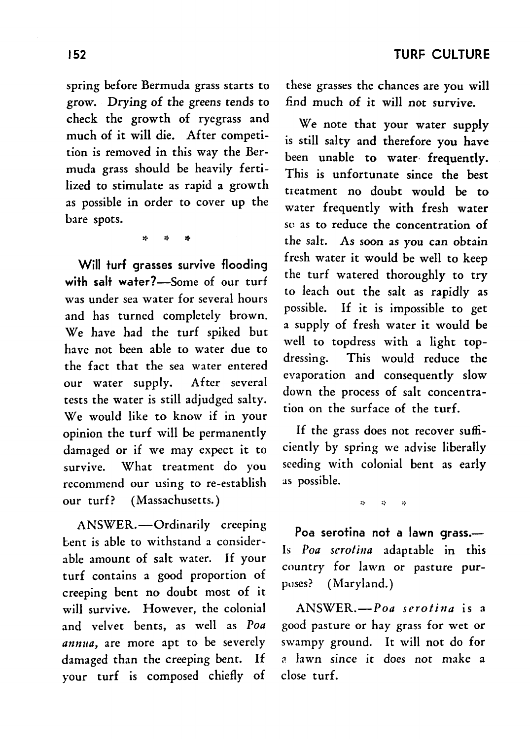spring before Bermuda grass starts to grow. Drying of the greens tends to check the growth of ryegrass and much of it will die. After competition is removed in this way the Bermuda grass should be heavily fertilized to stimulate as rapid a growth as possible in order to cover up the bare spots.

\* \* \*

**Will turf grasses survive flooding with salt water?**—Some of our turf was under sea water for several hours and has turned completely brown. We have had the turf spiked but have not been able to water due to the fact that the sea water entered our water supply. After several tests the water is still adjudged salty. We would like to know if in your opinion the turf will be permanently damaged or if we may expect it to survive. What treatment do you recommend our using to re-establish our turf? (Massachusetts.)

ANSWER.—Ordinarily creeping bent is able to withstand a considerable amount of salt water. If your turf contains a good proportion of creeping bent no doubt most of it will survive. However, the colonial and velvet bents, as well as *Poa annua*, are more apt to be severely damaged than the creeping bent. If your turf is composed chiefly of these grasses the chances are you will find much of it will not survive.

We note that your water supply is still salty and therefore you have been unable to water frequently. This is unfortunate since the best treatment no doubt would be to water frequently with fresh water so as to reduce the concentration of the salt. As soon as you can obtain fresh water it would be well to keep the turf watered thoroughly to try to leach out the salt as rapidly as possible. If it is impossible to get a supply of fresh water it would be well to topdress with a light topdressing. This would reduce the evaporation and consequently slow down the process of salt concentration on the surface of the turf.

If the grass does not recover sufficiently by spring we advise liberally seeding with colonial bent as early as possible.

\* \* \*

**Poa serotina not a lawn grass.**—Is *Poa serotina* adaptable in this country for lawn or pasture purposes? (Maryland.)

ANSWER.—*Poa serotina* is a good pasture or hay grass for wet or swampy ground. It will not do for a lawn since it does not make a close turf.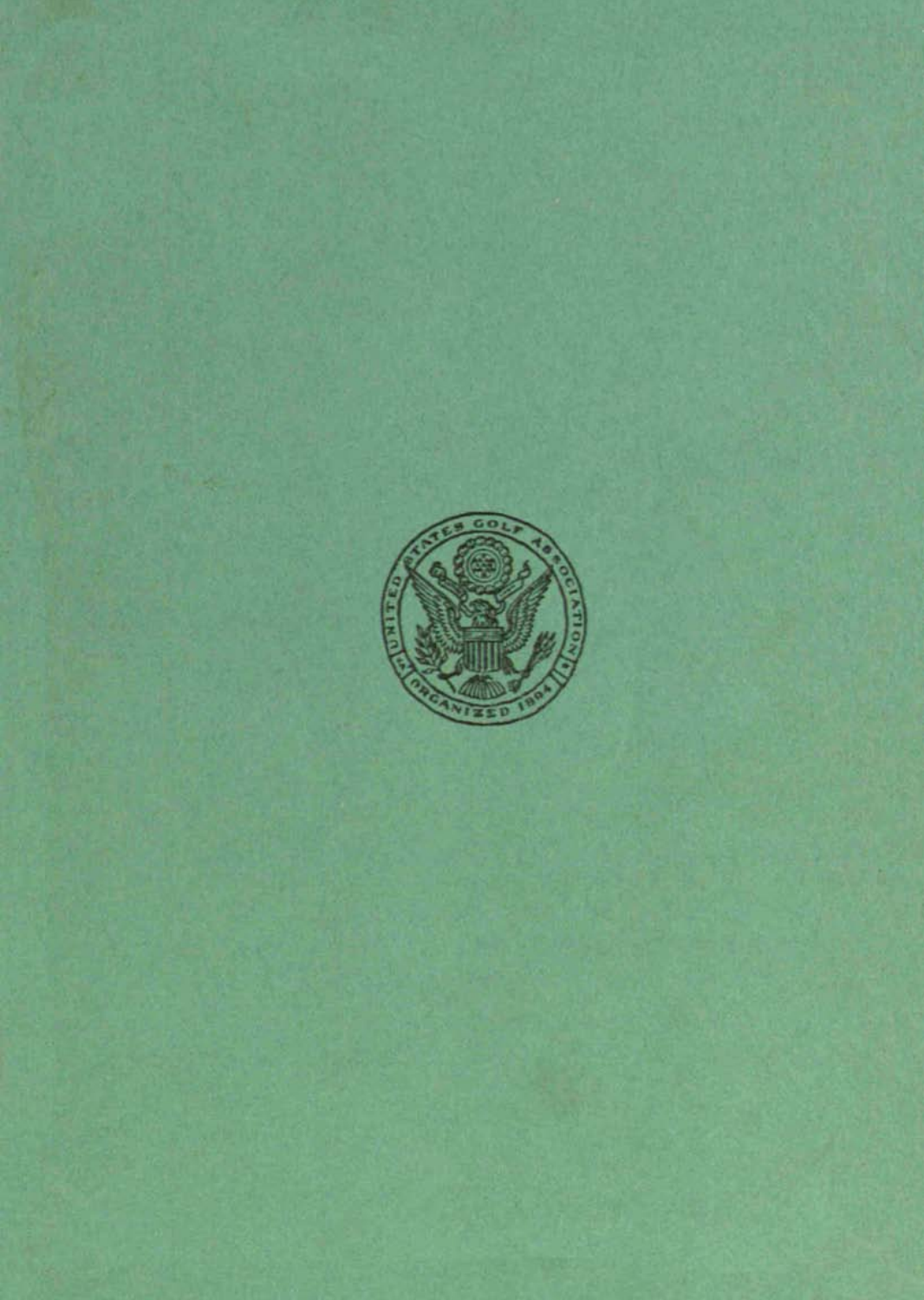UNITED STATES GOLF ASSOCIATION

ORGANIZED 1894